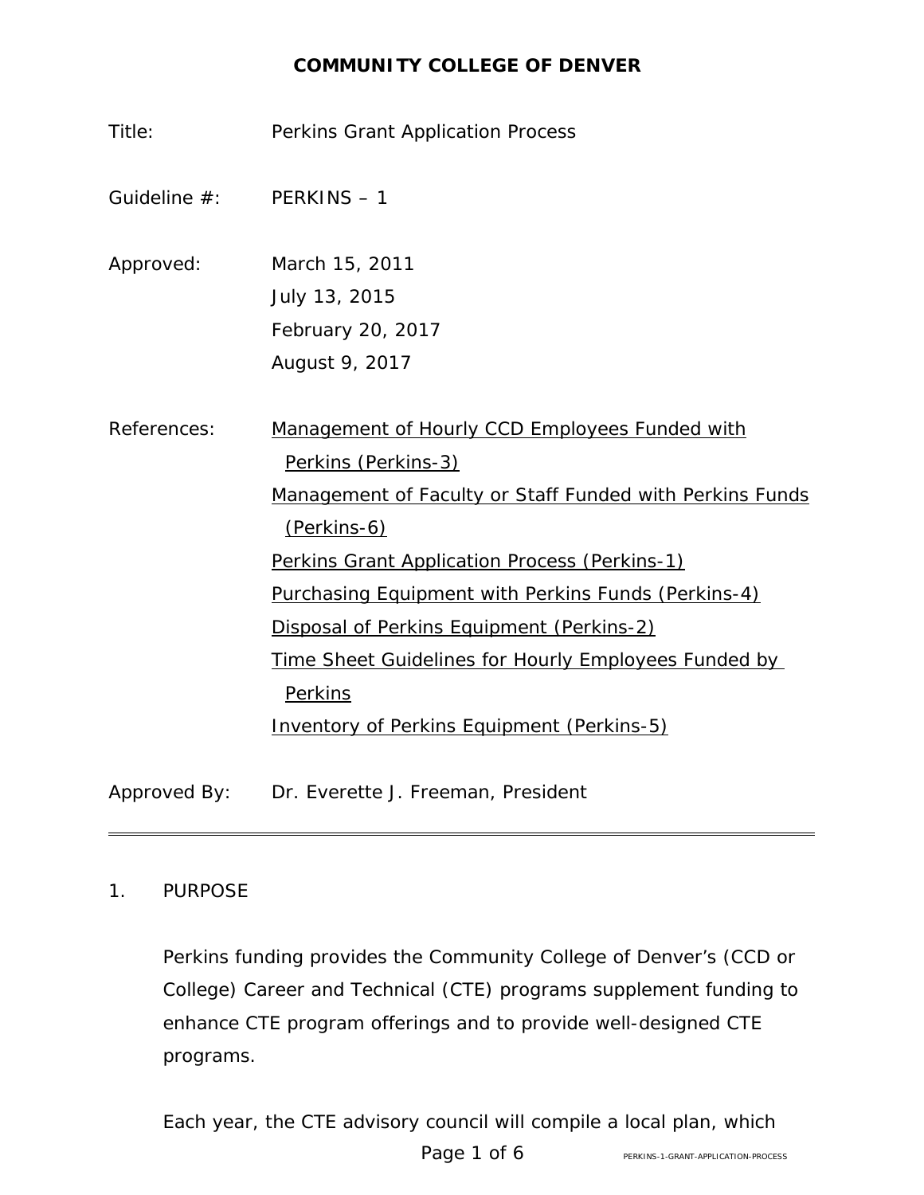# COMMUNITY COLLEGE OF DENVER

Title: Perkins Grant Application Process

Guideline #: PERKINS – 1

Approved: March 15, 2011
July 13, 2015
February 20, 2017
August 9, 2017

References: Management of Hourly CCD Employees Funded with Perkins (Perkins-3)
Management of Faculty or Staff Funded with Perkins Funds (Perkins-6)
Perkins Grant Application Process (Perkins-1)
Purchasing Equipment with Perkins Funds (Perkins-4)
Disposal of Perkins Equipment (Perkins-2)
Time Sheet Guidelines for Hourly Employees Funded by Perkins
Inventory of Perkins Equipment (Perkins-5)

Approved By: Dr. Everette J. Freeman, President

---

1. PURPOSE

Perkins funding provides the Community College of Denver's (CCD or College) Career and Technical (CTE) programs supplement funding to enhance CTE program offerings and to provide well-designed CTE programs.

Each year, the CTE advisory council will compile a local plan, which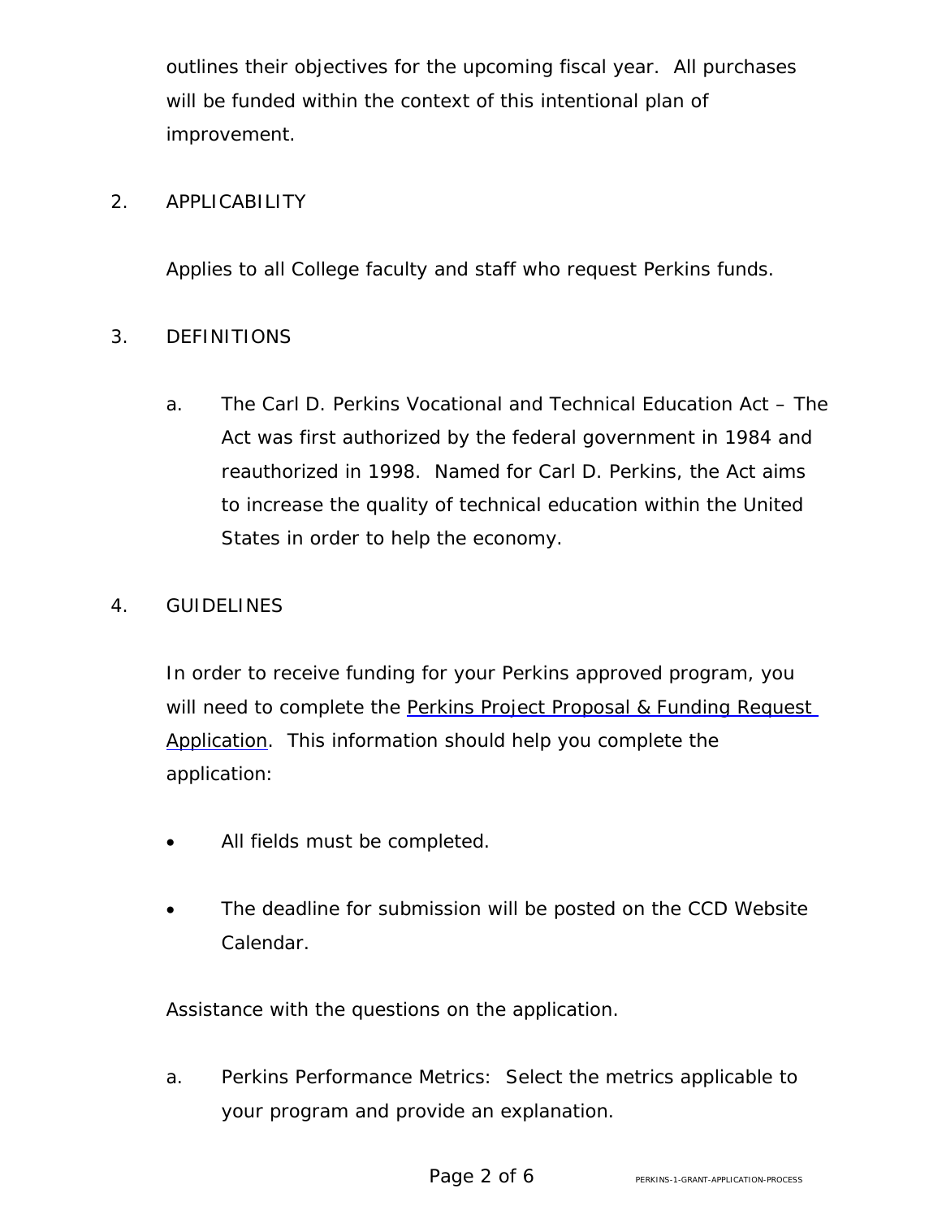outlines their objectives for the upcoming fiscal year. All purchases will be funded within the context of this intentional plan of improvement.

## 2. APPLICABILITY

Applies to all College faculty and staff who request Perkins funds.

## 3. DEFINITIONS

a. The Carl D. Perkins Vocational and Technical Education Act – The Act was first authorized by the federal government in 1984 and reauthorized in 1998. Named for Carl D. Perkins, the Act aims to increase the quality of technical education within the United States in order to help the economy.

## 4. GUIDELINES

In order to receive funding for your Perkins approved program, you will need to complete the Perkins Project Proposal & Funding Request Application. This information should help you complete the application:

- All fields must be completed.
- The deadline for submission will be posted on the CCD Website Calendar.

Assistance with the questions on the application.

a. Perkins Performance Metrics: Select the metrics applicable to your program and provide an explanation.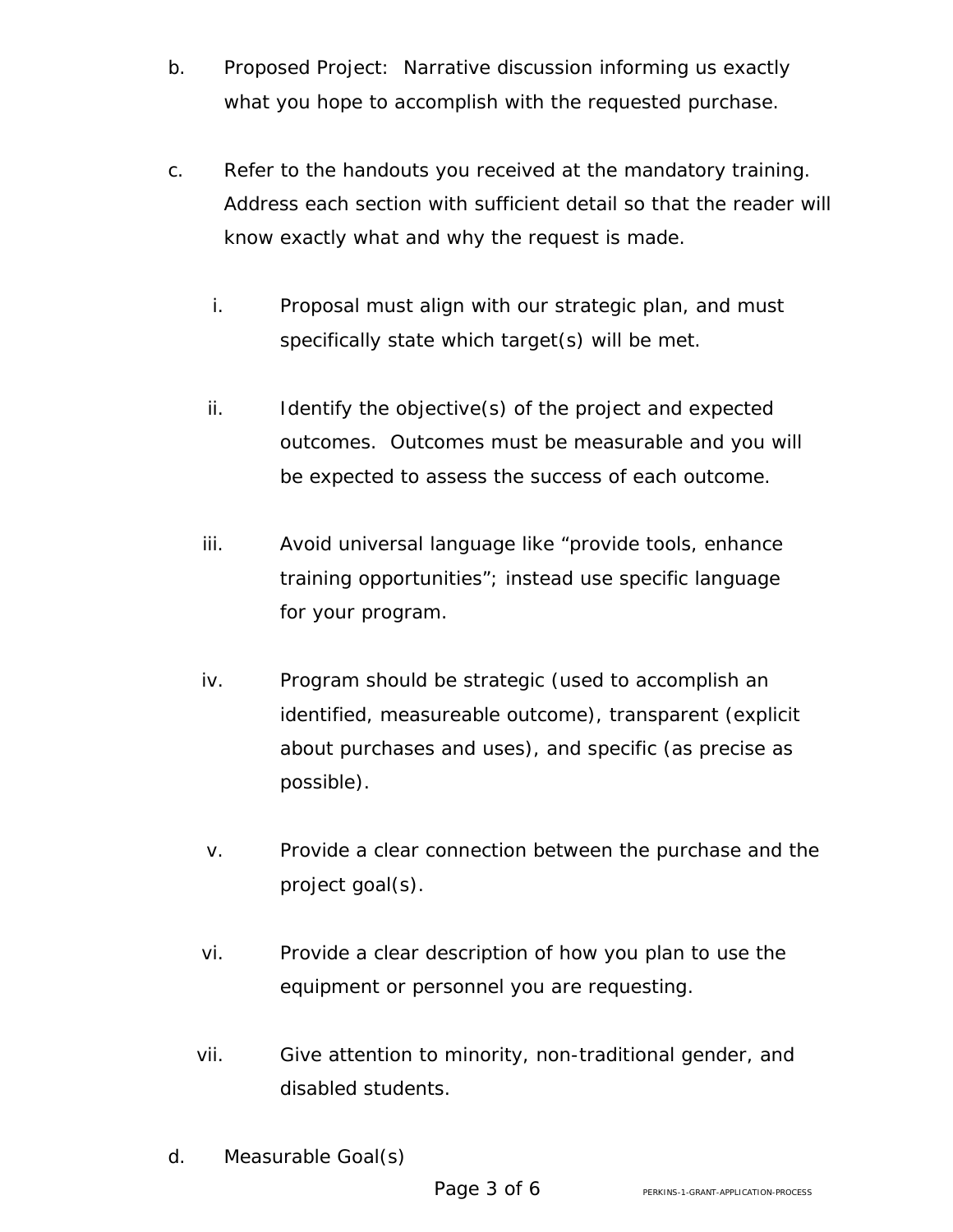b. Proposed Project: Narrative discussion informing us exactly what you hope to accomplish with the requested purchase.

c. Refer to the handouts you received at the mandatory training. Address each section with sufficient detail so that the reader will know exactly what and why the request is made.

   i. Proposal must align with our strategic plan, and must specifically state which target(s) will be met.

   ii. Identify the objective(s) of the project and expected outcomes. Outcomes must be measurable and you will be expected to assess the success of each outcome.

   iii. Avoid universal language like "provide tools, enhance training opportunities"; instead use specific language for your program.

   iv. Program should be strategic (used to accomplish an identified, measureable outcome), transparent (explicit about purchases and uses), and specific (as precise as possible).

   v. Provide a clear connection between the purchase and the project goal(s).

   vi. Provide a clear description of how you plan to use the equipment or personnel you are requesting.

   vii. Give attention to minority, non-traditional gender, and disabled students.

d. Measurable Goal(s)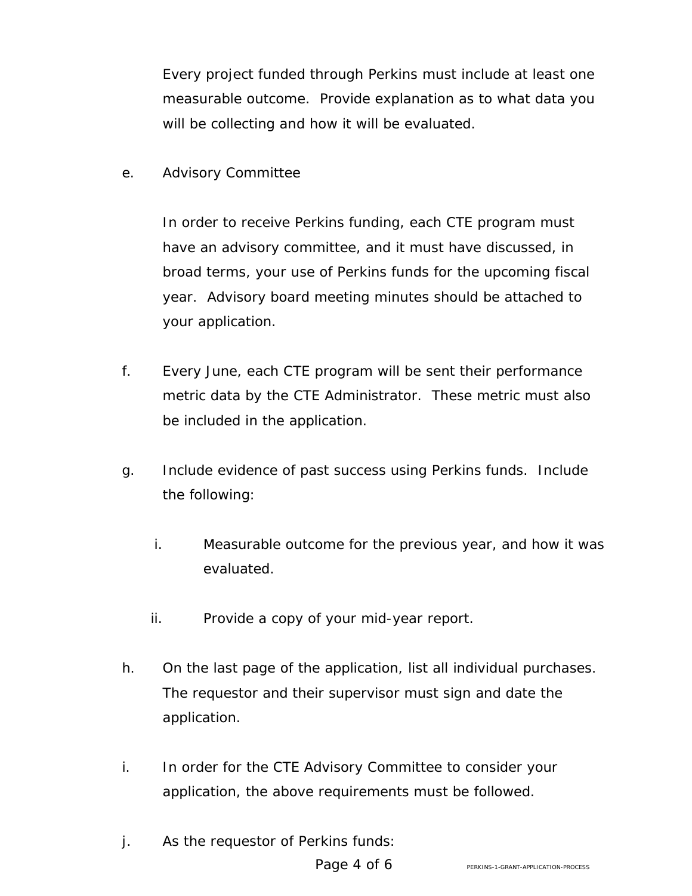Every project funded through Perkins must include at least one measurable outcome.  Provide explanation as to what data you will be collecting and how it will be evaluated.

e. Advisory Committee

   In order to receive Perkins funding, each CTE program must have an advisory committee, and it must have discussed, in broad terms, your use of Perkins funds for the upcoming fiscal year.  Advisory board meeting minutes should be attached to your application.

f. Every June, each CTE program will be sent their performance metric data by the CTE Administrator.  These metric must also be included in the application.

g. Include evidence of past success using Perkins funds.  Include the following:

   i. Measurable outcome for the previous year, and how it was evaluated.

   ii. Provide a copy of your mid-year report.

h. On the last page of the application, list all individual purchases.  The requestor and their supervisor must sign and date the application.

i. In order for the CTE Advisory Committee to consider your application, the above requirements must be followed.

j. As the requestor of Perkins funds: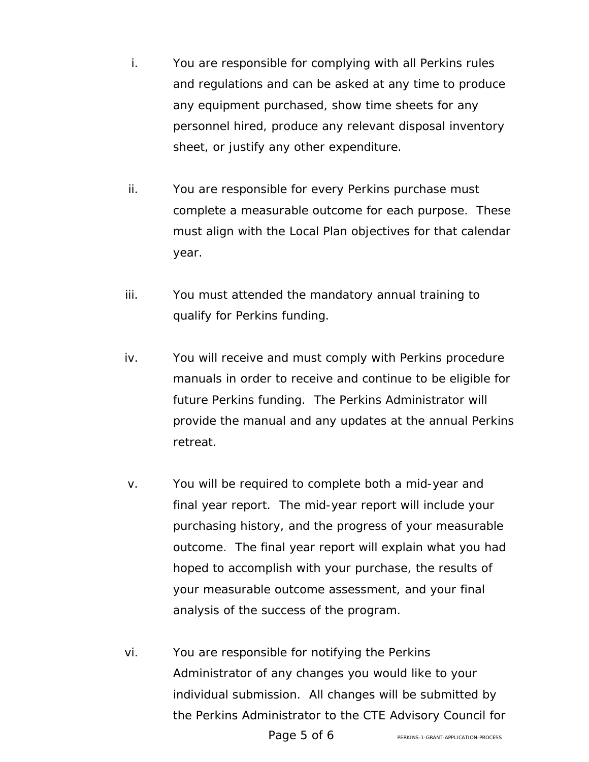i. You are responsible for complying with all Perkins rules and regulations and can be asked at any time to produce any equipment purchased, show time sheets for any personnel hired, produce any relevant disposal inventory sheet, or justify any other expenditure.

ii. You are responsible for every Perkins purchase must complete a measurable outcome for each purpose. These must align with the Local Plan objectives for that calendar year.

iii. You must attended the mandatory annual training to qualify for Perkins funding.

iv. You will receive and must comply with Perkins procedure manuals in order to receive and continue to be eligible for future Perkins funding. The Perkins Administrator will provide the manual and any updates at the annual Perkins retreat.

v. You will be required to complete both a mid-year and final year report. The mid-year report will include your purchasing history, and the progress of your measurable outcome. The final year report will explain what you had hoped to accomplish with your purchase, the results of your measurable outcome assessment, and your final analysis of the success of the program.

vi. You are responsible for notifying the Perkins Administrator of any changes you would like to your individual submission. All changes will be submitted by the Perkins Administrator to the CTE Advisory Council for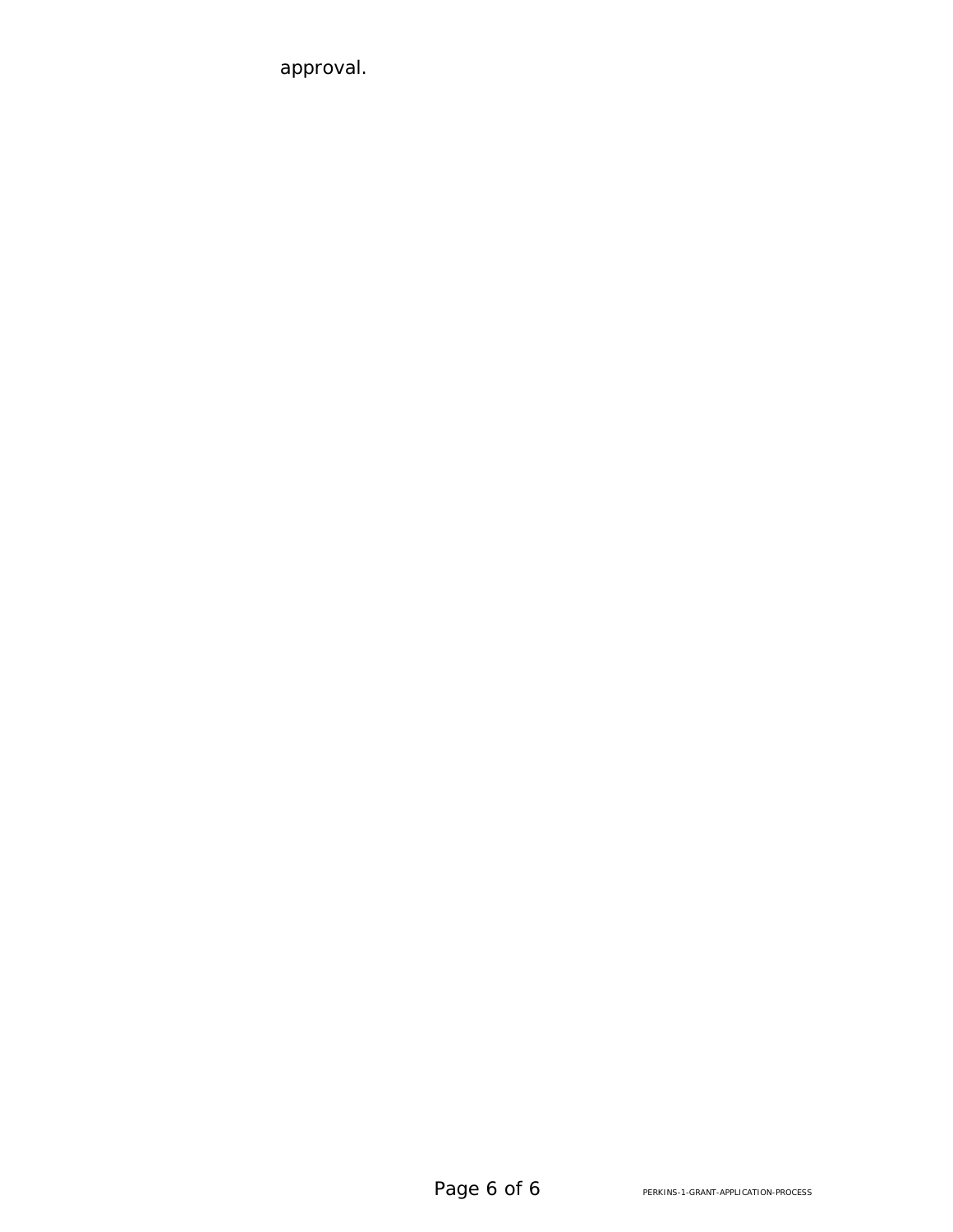approval.